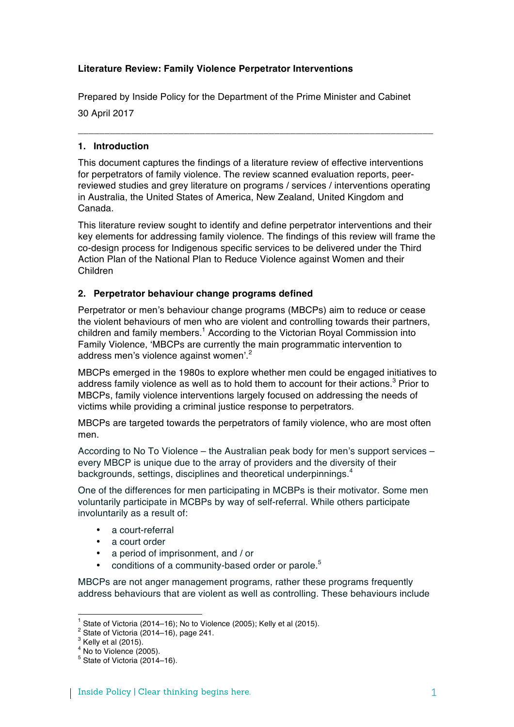**Literature Review: Family Violence Perpetrator Interventions**

Prepared by Inside Policy for the Department of the Prime Minister and Cabinet

30 April 2017

---

## 1. Introduction

This document captures the findings of a literature review of effective interventions for perpetrators of family violence. The review scanned evaluation reports, peer-reviewed studies and grey literature on programs / services / interventions operating in Australia, the United States of America, New Zealand, United Kingdom and Canada.

This literature review sought to identify and define perpetrator interventions and their key elements for addressing family violence. The findings of this review will frame the co-design process for Indigenous specific services to be delivered under the Third Action Plan of the National Plan to Reduce Violence against Women and their Children

## 2. Perpetrator behaviour change programs defined

Perpetrator or men's behaviour change programs (MBCPs) aim to reduce or cease the violent behaviours of men who are violent and controlling towards their partners, children and family members.[1] According to the Victorian Royal Commission into Family Violence, 'MBCPs are currently the main programmatic intervention to address men's violence against women'.[2]

MBCPs emerged in the 1980s to explore whether men could be engaged initiatives to address family violence as well as to hold them to account for their actions.[3] Prior to MBCPs, family violence interventions largely focused on addressing the needs of victims while providing a criminal justice response to perpetrators.

MBCPs are targeted towards the perpetrators of family violence, who are most often men.

According to No To Violence – the Australian peak body for men's support services – every MBCP is unique due to the array of providers and the diversity of their backgrounds, settings, disciplines and theoretical underpinnings.[4]

One of the differences for men participating in MCBPs is their motivator. Some men voluntarily participate in MCBPs by way of self-referral. While others participate involuntarily as a result of:

- a court-referral
- a court order
- a period of imprisonment, and / or
- conditions of a community-based order or parole.[5]

MBCPs are not anger management programs, rather these programs frequently address behaviours that are violent as well as controlling. These behaviours include

---

[1] State of Victoria (2014–16); No to Violence (2005); Kelly et al (2015).
[2] State of Victoria (2014–16), page 241.
[3] Kelly et al (2015).
[4] No to Violence (2005).
[5] State of Victoria (2014–16).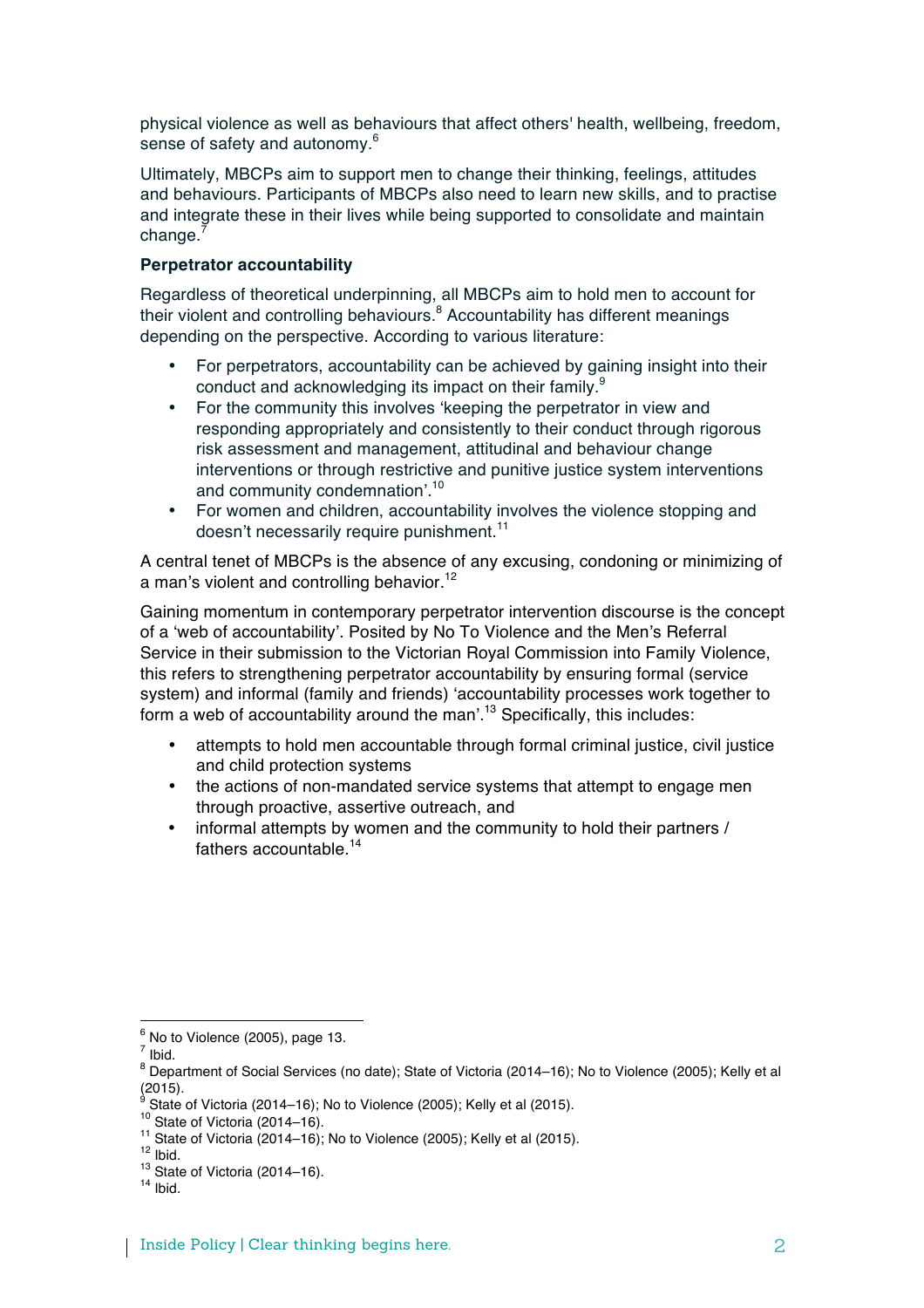physical violence as well as behaviours that affect others' health, wellbeing, freedom, sense of safety and autonomy.[6]

Ultimately, MBCPs aim to support men to change their thinking, feelings, attitudes and behaviours. Participants of MBCPs also need to learn new skills, and to practise and integrate these in their lives while being supported to consolidate and maintain change.[7]

**Perpetrator accountability**

Regardless of theoretical underpinning, all MBCPs aim to hold men to account for their violent and controlling behaviours.[8] Accountability has different meanings depending on the perspective. According to various literature:

- For perpetrators, accountability can be achieved by gaining insight into their conduct and acknowledging its impact on their family.[9]
- For the community this involves 'keeping the perpetrator in view and responding appropriately and consistently to their conduct through rigorous risk assessment and management, attitudinal and behaviour change interventions or through restrictive and punitive justice system interventions and community condemnation'.[10]
- For women and children, accountability involves the violence stopping and doesn't necessarily require punishment.[11]

A central tenet of MBCPs is the absence of any excusing, condoning or minimizing of a man's violent and controlling behavior.[12]

Gaining momentum in contemporary perpetrator intervention discourse is the concept of a 'web of accountability'. Posited by No To Violence and the Men's Referral Service in their submission to the Victorian Royal Commission into Family Violence, this refers to strengthening perpetrator accountability by ensuring formal (service system) and informal (family and friends) 'accountability processes work together to form a web of accountability around the man'.[13] Specifically, this includes:

- attempts to hold men accountable through formal criminal justice, civil justice and child protection systems
- the actions of non-mandated service systems that attempt to engage men through proactive, assertive outreach, and
- informal attempts by women and the community to hold their partners / fathers accountable.[14]

---

[6] No to Violence (2005), page 13.
[7] Ibid.
[8] Department of Social Services (no date); State of Victoria (2014–16); No to Violence (2005); Kelly et al (2015).
[9] State of Victoria (2014–16); No to Violence (2005); Kelly et al (2015).
[10] State of Victoria (2014–16).
[11] State of Victoria (2014–16); No to Violence (2005); Kelly et al (2015).
[12] Ibid.
[13] State of Victoria (2014–16).
[14] Ibid.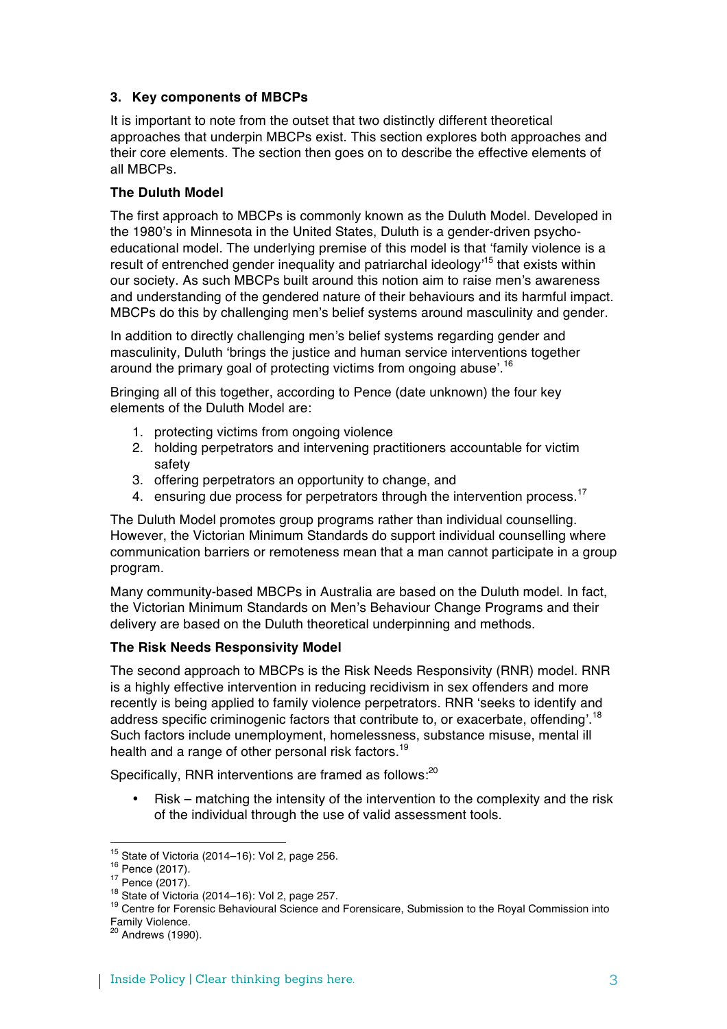### 3. Key components of MBCPs

It is important to note from the outset that two distinctly different theoretical approaches that underpin MBCPs exist. This section explores both approaches and their core elements. The section then goes on to describe the effective elements of all MBCPs.

**The Duluth Model**

The first approach to MBCPs is commonly known as the Duluth Model. Developed in the 1980's in Minnesota in the United States, Duluth is a gender-driven psycho-educational model. The underlying premise of this model is that 'family violence is a result of entrenched gender inequality and patriarchal ideology'[15] that exists within our society. As such MBCPs built around this notion aim to raise men's awareness and understanding of the gendered nature of their behaviours and its harmful impact. MBCPs do this by challenging men's belief systems around masculinity and gender.

In addition to directly challenging men's belief systems regarding gender and masculinity, Duluth 'brings the justice and human service interventions together around the primary goal of protecting victims from ongoing abuse'.[16]

Bringing all of this together, according to Pence (date unknown) the four key elements of the Duluth Model are:

1. protecting victims from ongoing violence
2. holding perpetrators and intervening practitioners accountable for victim safety
3. offering perpetrators an opportunity to change, and
4. ensuring due process for perpetrators through the intervention process.[17]

The Duluth Model promotes group programs rather than individual counselling. However, the Victorian Minimum Standards do support individual counselling where communication barriers or remoteness mean that a man cannot participate in a group program.

Many community-based MBCPs in Australia are based on the Duluth model. In fact, the Victorian Minimum Standards on Men's Behaviour Change Programs and their delivery are based on the Duluth theoretical underpinning and methods.

**The Risk Needs Responsivity Model**

The second approach to MBCPs is the Risk Needs Responsivity (RNR) model. RNR is a highly effective intervention in reducing recidivism in sex offenders and more recently is being applied to family violence perpetrators. RNR 'seeks to identify and address specific criminogenic factors that contribute to, or exacerbate, offending'.[18] Such factors include unemployment, homelessness, substance misuse, mental ill health and a range of other personal risk factors.[19]

Specifically, RNR interventions are framed as follows:[20]

- Risk – matching the intensity of the intervention to the complexity and the risk of the individual through the use of valid assessment tools.

---

[15] State of Victoria (2014–16): Vol 2, page 256.
[16] Pence (2017).
[17] Pence (2017).
[18] State of Victoria (2014–16): Vol 2, page 257.
[19] Centre for Forensic Behavioural Science and Forensicare, Submission to the Royal Commission into Family Violence.
[20] Andrews (1990).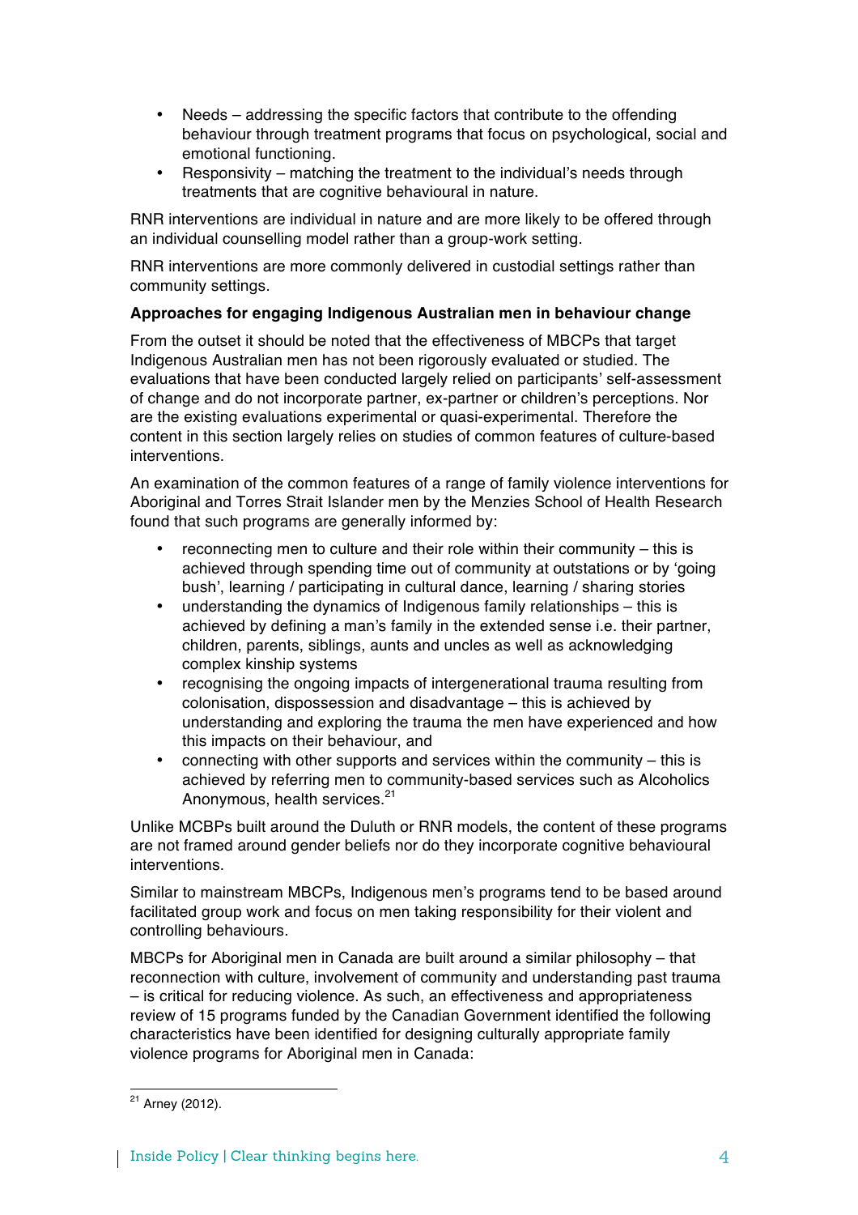- Needs – addressing the specific factors that contribute to the offending behaviour through treatment programs that focus on psychological, social and emotional functioning.
- Responsivity – matching the treatment to the individual's needs through treatments that are cognitive behavioural in nature.

RNR interventions are individual in nature and are more likely to be offered through an individual counselling model rather than a group-work setting.

RNR interventions are more commonly delivered in custodial settings rather than community settings.

**Approaches for engaging Indigenous Australian men in behaviour change**

From the outset it should be noted that the effectiveness of MBCPs that target Indigenous Australian men has not been rigorously evaluated or studied. The evaluations that have been conducted largely relied on participants' self-assessment of change and do not incorporate partner, ex-partner or children's perceptions. Nor are the existing evaluations experimental or quasi-experimental. Therefore the content in this section largely relies on studies of common features of culture-based interventions.

An examination of the common features of a range of family violence interventions for Aboriginal and Torres Strait Islander men by the Menzies School of Health Research found that such programs are generally informed by:

- reconnecting men to culture and their role within their community – this is achieved through spending time out of community at outstations or by 'going bush', learning / participating in cultural dance, learning / sharing stories
- understanding the dynamics of Indigenous family relationships – this is achieved by defining a man's family in the extended sense i.e. their partner, children, parents, siblings, aunts and uncles as well as acknowledging complex kinship systems
- recognising the ongoing impacts of intergenerational trauma resulting from colonisation, dispossession and disadvantage – this is achieved by understanding and exploring the trauma the men have experienced and how this impacts on their behaviour, and
- connecting with other supports and services within the community – this is achieved by referring men to community-based services such as Alcoholics Anonymous, health services.[21]

Unlike MCBPs built around the Duluth or RNR models, the content of these programs are not framed around gender beliefs nor do they incorporate cognitive behavioural interventions.

Similar to mainstream MBCPs, Indigenous men's programs tend to be based around facilitated group work and focus on men taking responsibility for their violent and controlling behaviours.

MBCPs for Aboriginal men in Canada are built around a similar philosophy – that reconnection with culture, involvement of community and understanding past trauma – is critical for reducing violence. As such, an effectiveness and appropriateness review of 15 programs funded by the Canadian Government identified the following characteristics have been identified for designing culturally appropriate family violence programs for Aboriginal men in Canada:

[21] Arney (2012).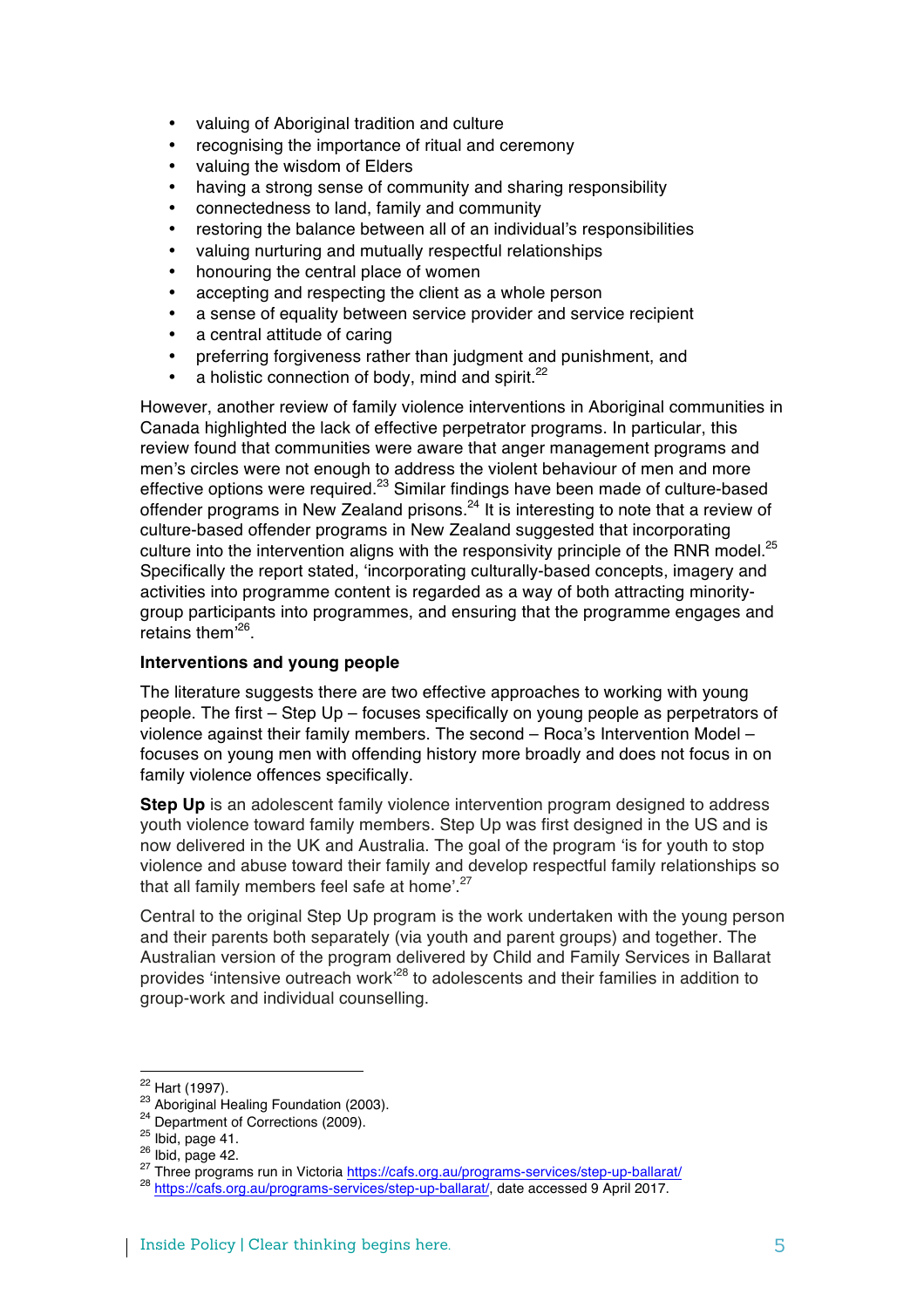- valuing of Aboriginal tradition and culture
- recognising the importance of ritual and ceremony
- valuing the wisdom of Elders
- having a strong sense of community and sharing responsibility
- connectedness to land, family and community
- restoring the balance between all of an individual's responsibilities
- valuing nurturing and mutually respectful relationships
- honouring the central place of women
- accepting and respecting the client as a whole person
- a sense of equality between service provider and service recipient
- a central attitude of caring
- preferring forgiveness rather than judgment and punishment, and
- a holistic connection of body, mind and spirit.[22]

However, another review of family violence interventions in Aboriginal communities in Canada highlighted the lack of effective perpetrator programs. In particular, this review found that communities were aware that anger management programs and men's circles were not enough to address the violent behaviour of men and more effective options were required.[23] Similar findings have been made of culture-based offender programs in New Zealand prisons.[24] It is interesting to note that a review of culture-based offender programs in New Zealand suggested that incorporating culture into the intervention aligns with the responsivity principle of the RNR model.[25] Specifically the report stated, 'incorporating culturally-based concepts, imagery and activities into programme content is regarded as a way of both attracting minority-group participants into programmes, and ensuring that the programme engages and retains them'[26].

**Interventions and young people**

The literature suggests there are two effective approaches to working with young people. The first – Step Up – focuses specifically on young people as perpetrators of violence against their family members. The second – Roca's Intervention Model – focuses on young men with offending history more broadly and does not focus in on family violence offences specifically.

**Step Up** is an adolescent family violence intervention program designed to address youth violence toward family members. Step Up was first designed in the US and is now delivered in the UK and Australia. The goal of the program 'is for youth to stop violence and abuse toward their family and develop respectful family relationships so that all family members feel safe at home'.[27]

Central to the original Step Up program is the work undertaken with the young person and their parents both separately (via youth and parent groups) and together. The Australian version of the program delivered by Child and Family Services in Ballarat provides 'intensive outreach work'[28] to adolescents and their families in addition to group-work and individual counselling.

---

[22] Hart (1997).
[23] Aboriginal Healing Foundation (2003).
[24] Department of Corrections (2009).
[25] Ibid, page 41.
[26] Ibid, page 42.
[27] Three programs run in Victoria https://cafs.org.au/programs-services/step-up-ballarat/
[28] https://cafs.org.au/programs-services/step-up-ballarat/, date accessed 9 April 2017.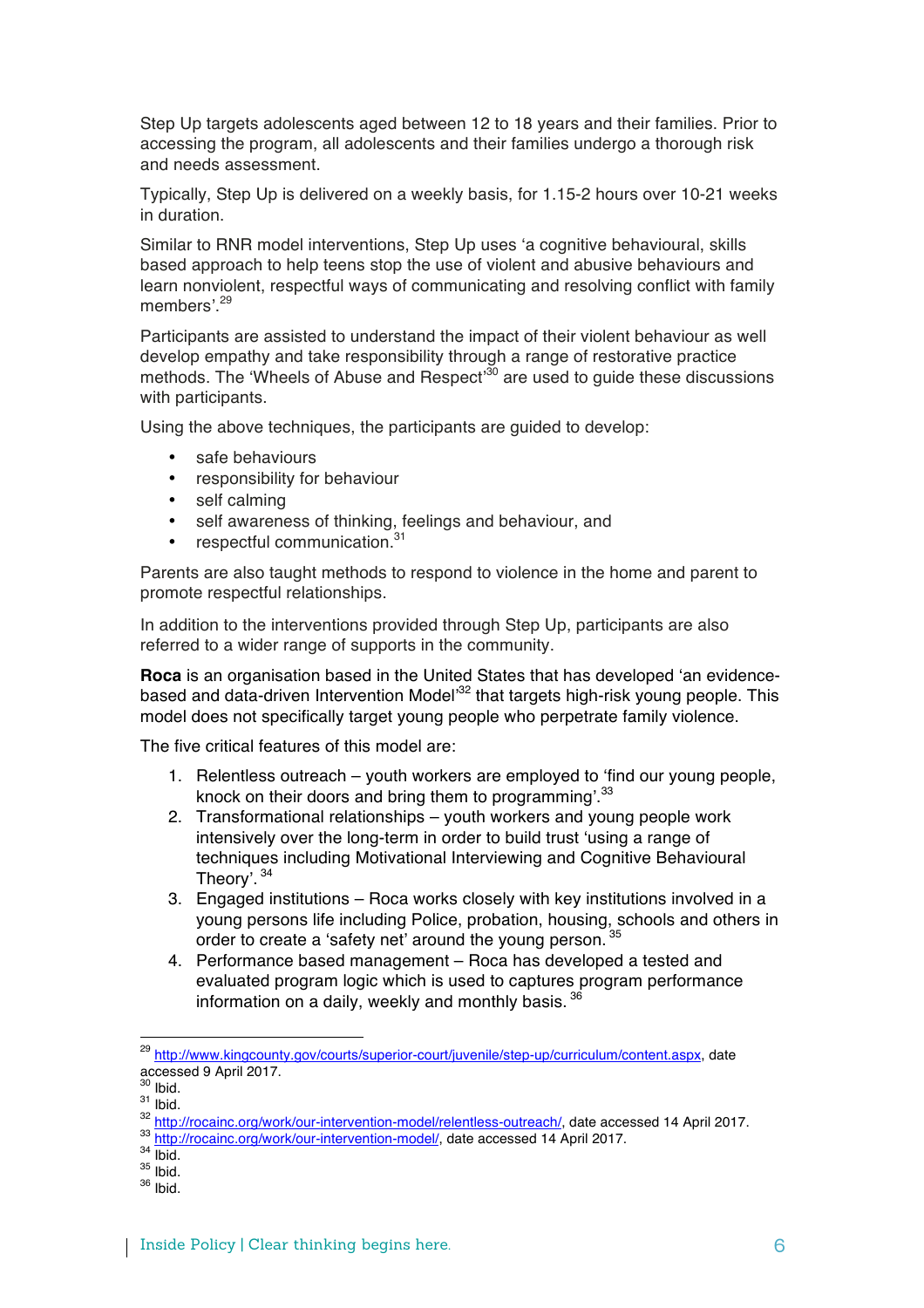Step Up targets adolescents aged between 12 to 18 years and their families. Prior to accessing the program, all adolescents and their families undergo a thorough risk and needs assessment.

Typically, Step Up is delivered on a weekly basis, for 1.15-2 hours over 10-21 weeks in duration.

Similar to RNR model interventions, Step Up uses 'a cognitive behavioural, skills based approach to help teens stop the use of violent and abusive behaviours and learn nonviolent, respectful ways of communicating and resolving conflict with family members'.[29]

Participants are assisted to understand the impact of their violent behaviour as well develop empathy and take responsibility through a range of restorative practice methods. The 'Wheels of Abuse and Respect'[30] are used to guide these discussions with participants.

Using the above techniques, the participants are guided to develop:

- safe behaviours
- responsibility for behaviour
- self calming
- self awareness of thinking, feelings and behaviour, and
- respectful communication.[31]

Parents are also taught methods to respond to violence in the home and parent to promote respectful relationships.

In addition to the interventions provided through Step Up, participants are also referred to a wider range of supports in the community.

**Roca** is an organisation based in the United States that has developed 'an evidence-based and data-driven Intervention Model'[32] that targets high-risk young people. This model does not specifically target young people who perpetrate family violence.

The five critical features of this model are:

1. Relentless outreach – youth workers are employed to 'find our young people, knock on their doors and bring them to programming'.[33]
2. Transformational relationships – youth workers and young people work intensively over the long-term in order to build trust 'using a range of techniques including Motivational Interviewing and Cognitive Behavioural Theory'.[34]
3. Engaged institutions – Roca works closely with key institutions involved in a young persons life including Police, probation, housing, schools and others in order to create a 'safety net' around the young person.[35]
4. Performance based management – Roca has developed a tested and evaluated program logic which is used to captures program performance information on a daily, weekly and monthly basis.[36]

---

[29] http://www.kingcounty.gov/courts/superior-court/juvenile/step-up/curriculum/content.aspx, date accessed 9 April 2017.
[30] Ibid.
[31] Ibid.
[32] http://rocainc.org/work/our-intervention-model/relentless-outreach/, date accessed 14 April 2017.
[33] http://rocainc.org/work/our-intervention-model/, date accessed 14 April 2017.
[34] Ibid.
[35] Ibid.
[36] Ibid.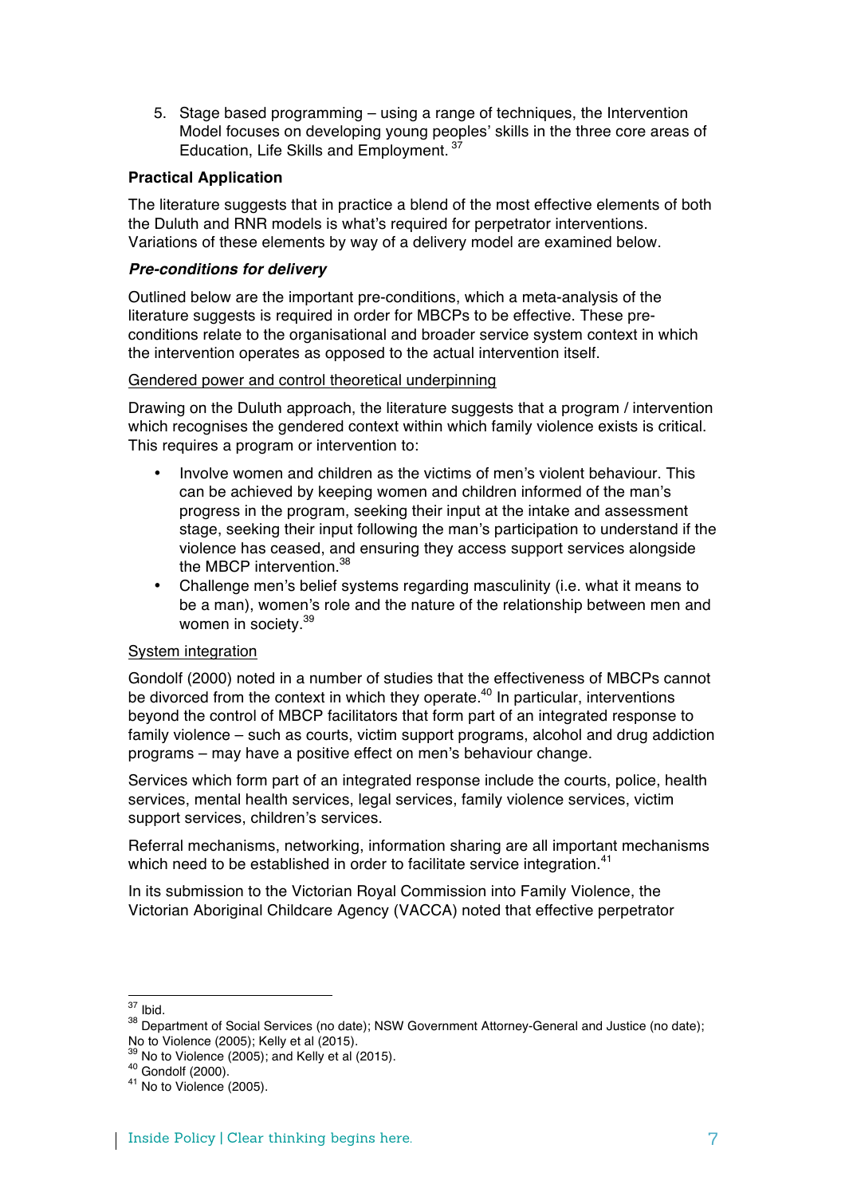5. Stage based programming – using a range of techniques, the Intervention Model focuses on developing young peoples' skills in the three core areas of Education, Life Skills and Employment. [37]

**Practical Application**

The literature suggests that in practice a blend of the most effective elements of both the Duluth and RNR models is what's required for perpetrator interventions. Variations of these elements by way of a delivery model are examined below.

***Pre-conditions for delivery***

Outlined below are the important pre-conditions, which a meta-analysis of the literature suggests is required in order for MBCPs to be effective. These pre-conditions relate to the organisational and broader service system context in which the intervention operates as opposed to the actual intervention itself.

<u>Gendered power and control theoretical underpinning</u>

Drawing on the Duluth approach, the literature suggests that a program / intervention which recognises the gendered context within family violence exists is critical. This requires a program or intervention to:

- Involve women and children as the victims of men's violent behaviour. This can be achieved by keeping women and children informed of the man's progress in the program, seeking their input at the intake and assessment stage, seeking their input following the man's participation to understand if the violence has ceased, and ensuring they access support services alongside the MBCP intervention.[38]
- Challenge men's belief systems regarding masculinity (i.e. what it means to be a man), women's role and the nature of the relationship between men and women in society.[39]

<u>System integration</u>

Gondolf (2000) noted in a number of studies that the effectiveness of MBCPs cannot be divorced from the context in which they operate.[40] In particular, interventions beyond the control of MBCP facilitators that form part of an integrated response to family violence – such as courts, victim support programs, alcohol and drug addiction programs – may have a positive effect on men's behaviour change.

Services which form part of an integrated response include the courts, police, health services, mental health services, legal services, family violence services, victim support services, children's services.

Referral mechanisms, networking, information sharing are all important mechanisms which need to be established in order to facilitate service integration.[41]

In its submission to the Victorian Royal Commission into Family Violence, the Victorian Aboriginal Childcare Agency (VACCA) noted that effective perpetrator

---

[37] Ibid.
[38] Department of Social Services (no date); NSW Government Attorney-General and Justice (no date); No to Violence (2005); Kelly et al (2015).
[39] No to Violence (2005); and Kelly et al (2015).
[40] Gondolf (2000).
[41] No to Violence (2005).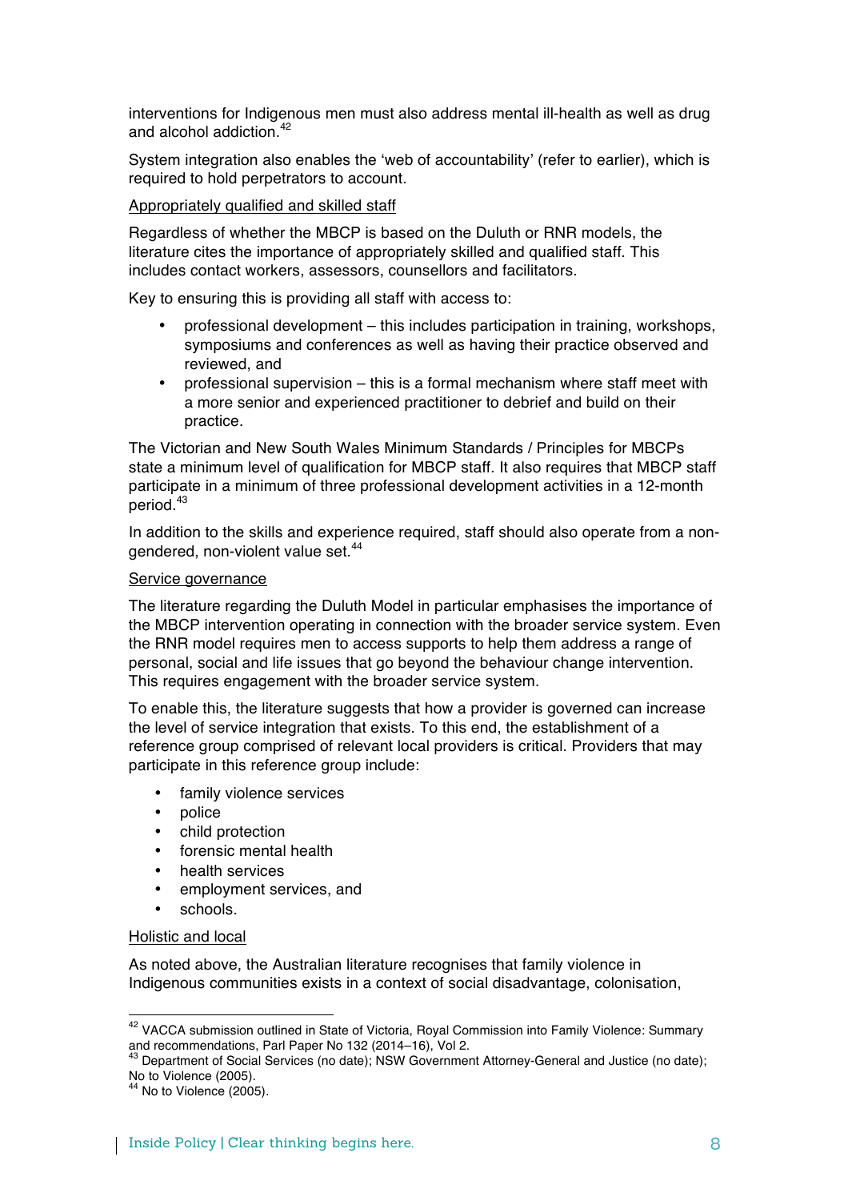interventions for Indigenous men must also address mental ill-health as well as drug and alcohol addiction.[42]

System integration also enables the 'web of accountability' (refer to earlier), which is required to hold perpetrators to account.

Appropriately qualified and skilled staff

Regardless of whether the MBCP is based on the Duluth or RNR models, the literature cites the importance of appropriately skilled and qualified staff. This includes contact workers, assessors, counsellors and facilitators.

Key to ensuring this is providing all staff with access to:

- professional development – this includes participation in training, workshops, symposiums and conferences as well as having their practice observed and reviewed, and
- professional supervision – this is a formal mechanism where staff meet with a more senior and experienced practitioner to debrief and build on their practice.

The Victorian and New South Wales Minimum Standards / Principles for MBCPs state a minimum level of qualification for MBCP staff. It also requires that MBCP staff participate in a minimum of three professional development activities in a 12-month period.[43]

In addition to the skills and experience required, staff should also operate from a non-gendered, non-violent value set.[44]

Service governance

The literature regarding the Duluth Model in particular emphasises the importance of the MBCP intervention operating in connection with the broader service system. Even the RNR model requires men to access supports to help them address a range of personal, social and life issues that go beyond the behaviour change intervention. This requires engagement with the broader service system.

To enable this, the literature suggests that how a provider is governed can increase the level of service integration that exists. To this end, the establishment of a reference group comprised of relevant local providers is critical. Providers that may participate in this reference group include:

- family violence services
- police
- child protection
- forensic mental health
- health services
- employment services, and
- schools.

Holistic and local

As noted above, the Australian literature recognises that family violence in Indigenous communities exists in a context of social disadvantage, colonisation,

---

[42] VACCA submission outlined in State of Victoria, Royal Commission into Family Violence: Summary and recommendations, Parl Paper No 132 (2014–16), Vol 2.

[43] Department of Social Services (no date); NSW Government Attorney-General and Justice (no date); No to Violence (2005).

[44] No to Violence (2005).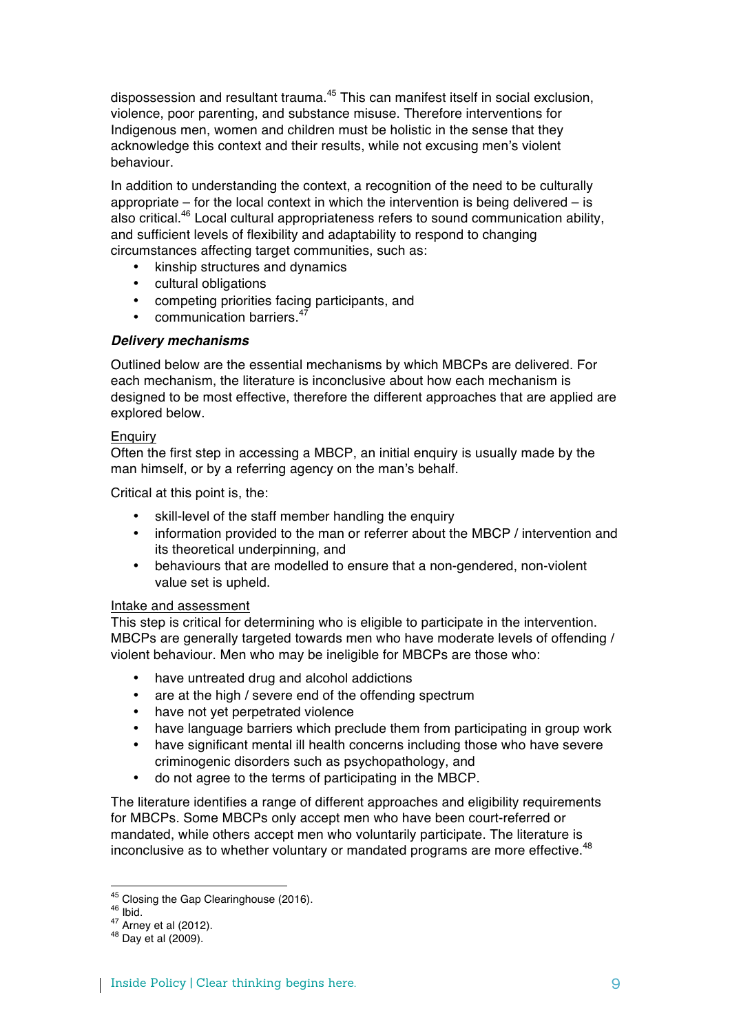dispossession and resultant trauma.[45] This can manifest itself in social exclusion, violence, poor parenting, and substance misuse. Therefore interventions for Indigenous men, women and children must be holistic in the sense that they acknowledge this context and their results, while not excusing men's violent behaviour.

In addition to understanding the context, a recognition of the need to be culturally appropriate – for the local context in which the intervention is being delivered – is also critical.[46] Local cultural appropriateness refers to sound communication ability, and sufficient levels of flexibility and adaptability to respond to changing circumstances affecting target communities, such as:

- kinship structures and dynamics
- cultural obligations
- competing priorities facing participants, and
- communication barriers.[47]

***Delivery mechanisms***

Outlined below are the essential mechanisms by which MBCPs are delivered. For each mechanism, the literature is inconclusive about how each mechanism is designed to be most effective, therefore the different approaches that are applied are explored below.

<u>Enquiry</u>

Often the first step in accessing a MBCP, an initial enquiry is usually made by the man himself, or by a referring agency on the man's behalf.

Critical at this point is, the:

- skill-level of the staff member handling the enquiry
- information provided to the man or referrer about the MBCP / intervention and its theoretical underpinning, and
- behaviours that are modelled to ensure that a non-gendered, non-violent value set is upheld.

<u>Intake and assessment</u>

This step is critical for determining who is eligible to participate in the intervention. MBCPs are generally targeted towards men who have moderate levels of offending / violent behaviour. Men who may be ineligible for MBCPs are those who:

- have untreated drug and alcohol addictions
- are at the high / severe end of the offending spectrum
- have not yet perpetrated violence
- have language barriers which preclude them from participating in group work
- have significant mental ill health concerns including those who have severe criminogenic disorders such as psychopathology, and
- do not agree to the terms of participating in the MBCP.

The literature identifies a range of different approaches and eligibility requirements for MBCPs. Some MBCPs only accept men who have been court-referred or mandated, while others accept men who voluntarily participate. The literature is inconclusive as to whether voluntary or mandated programs are more effective.[48]

---

[45] Closing the Gap Clearinghouse (2016).
[46] Ibid.
[47] Arney et al (2012).
[48] Day et al (2009).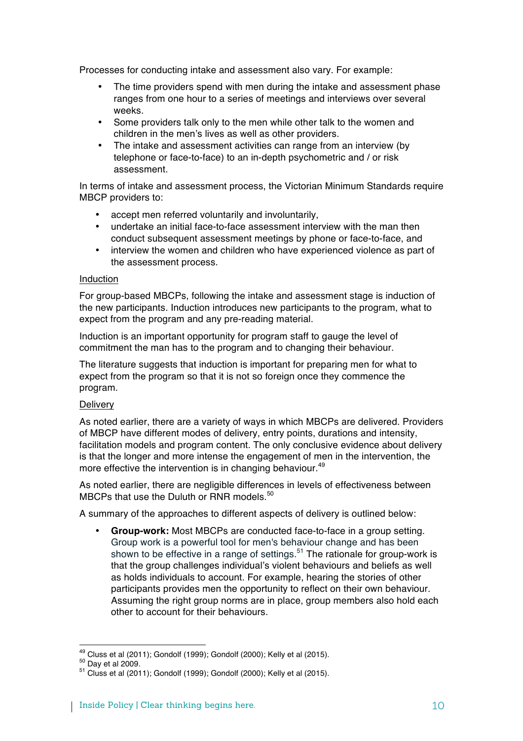Processes for conducting intake and assessment also vary. For example:

- The time providers spend with men during the intake and assessment phase ranges from one hour to a series of meetings and interviews over several weeks.
- Some providers talk only to the men while other talk to the women and children in the men's lives as well as other providers.
- The intake and assessment activities can range from an interview (by telephone or face-to-face) to an in-depth psychometric and / or risk assessment.

In terms of intake and assessment process, the Victorian Minimum Standards require MBCP providers to:

- accept men referred voluntarily and involuntarily,
- undertake an initial face-to-face assessment interview with the man then conduct subsequent assessment meetings by phone or face-to-face, and
- interview the women and children who have experienced violence as part of the assessment process.

<u>Induction</u>

For group-based MBCPs, following the intake and assessment stage is induction of the new participants. Induction introduces new participants to the program, what to expect from the program and any pre-reading material.

Induction is an important opportunity for program staff to gauge the level of commitment the man has to the program and to changing their behaviour.

The literature suggests that induction is important for preparing men for what to expect from the program so that it is not so foreign once they commence the program.

<u>Delivery</u>

As noted earlier, there are a variety of ways in which MBCPs are delivered. Providers of MBCP have different modes of delivery, entry points, durations and intensity, facilitation models and program content. The only conclusive evidence about delivery is that the longer and more intense the engagement of men in the intervention, the more effective the intervention is in changing behaviour.[49]

As noted earlier, there are negligible differences in levels of effectiveness between MBCPs that use the Duluth or RNR models.[50]

A summary of the approaches to different aspects of delivery is outlined below:

- **Group-work:** Most MBCPs are conducted face-to-face in a group setting. Group work is a powerful tool for men's behaviour change and has been shown to be effective in a range of settings.[51] The rationale for group-work is that the group challenges individual's violent behaviours and beliefs as well as holds individuals to account. For example, hearing the stories of other participants provides men the opportunity to reflect on their own behaviour. Assuming the right group norms are in place, group members also hold each other to account for their behaviours.

---

[49] Cluss et al (2011); Gondolf (1999); Gondolf (2000); Kelly et al (2015).
[50] Day et al 2009.
[51] Cluss et al (2011); Gondolf (1999); Gondolf (2000); Kelly et al (2015).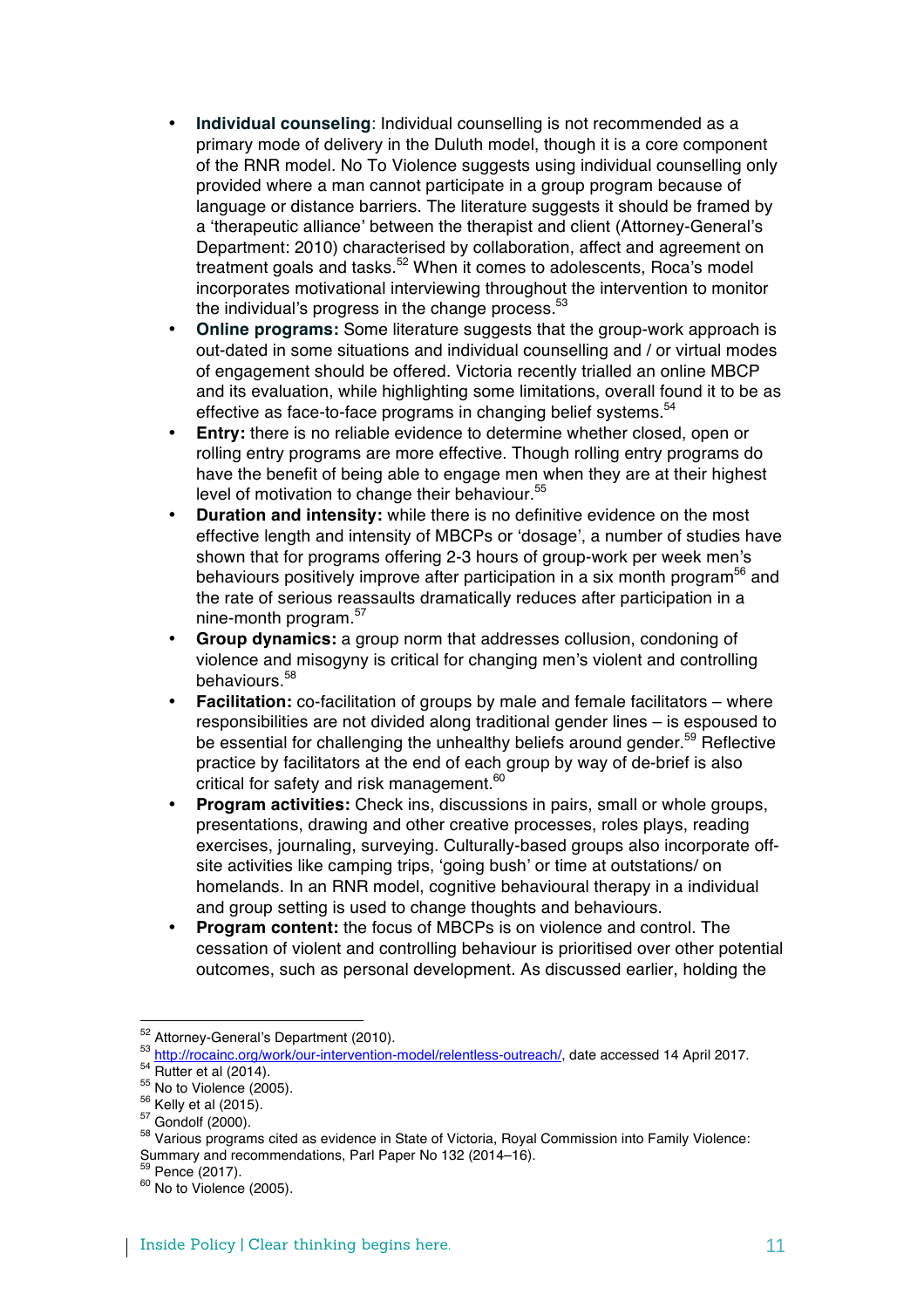- **Individual counseling**: Individual counselling is not recommended as a primary mode of delivery in the Duluth model, though it is a core component of the RNR model. No To Violence suggests using individual counselling only provided where a man cannot participate in a group program because of language or distance barriers. The literature suggests it should be framed by a 'therapeutic alliance' between the therapist and client (Attorney-General's Department: 2010) characterised by collaboration, affect and agreement on treatment goals and tasks.[52] When it comes to adolescents, Roca's model incorporates motivational interviewing throughout the intervention to monitor the individual's progress in the change process.[53]
- **Online programs:** Some literature suggests that the group-work approach is out-dated in some situations and individual counselling and / or virtual modes of engagement should be offered. Victoria recently trialled an online MBCP and its evaluation, while highlighting some limitations, overall found it to be as effective as face-to-face programs in changing belief systems.[54]
- **Entry:** there is no reliable evidence to determine whether closed, open or rolling entry programs are more effective. Though rolling entry programs do have the benefit of being able to engage men when they are at their highest level of motivation to change their behaviour.[55]
- **Duration and intensity:** while there is no definitive evidence on the most effective length and intensity of MBCPs or 'dosage', a number of studies have shown that for programs offering 2-3 hours of group-work per week men's behaviours positively improve after participation in a six month program[56] and the rate of serious reassaults dramatically reduces after participation in a nine-month program.[57]
- **Group dynamics:** a group norm that addresses collusion, condoning of violence and misogyny is critical for changing men's violent and controlling behaviours.[58]
- **Facilitation:** co-facilitation of groups by male and female facilitators – where responsibilities are not divided along traditional gender lines – is espoused to be essential for challenging the unhealthy beliefs around gender.[59] Reflective practice by facilitators at the end of each group by way of de-brief is also critical for safety and risk management.[60]
- **Program activities:** Check ins, discussions in pairs, small or whole groups, presentations, drawing and other creative processes, roles plays, reading exercises, journaling, surveying. Culturally-based groups also incorporate off-site activities like camping trips, 'going bush' or time at outstations/ on homelands. In an RNR model, cognitive behavioural therapy in a individual and group setting is used to change thoughts and behaviours.
- **Program content:** the focus of MBCPs is on violence and control. The cessation of violent and controlling behaviour is prioritised over other potential outcomes, such as personal development. As discussed earlier, holding the

---

[52] Attorney-General's Department (2010).
[53] http://rocainc.org/work/our-intervention-model/relentless-outreach/, date accessed 14 April 2017.
[54] Rutter et al (2014).
[55] No to Violence (2005).
[56] Kelly et al (2015).
[57] Gondolf (2000).
[58] Various programs cited as evidence in State of Victoria, Royal Commission into Family Violence: Summary and recommendations, Parl Paper No 132 (2014–16).
[59] Pence (2017).
[60] No to Violence (2005).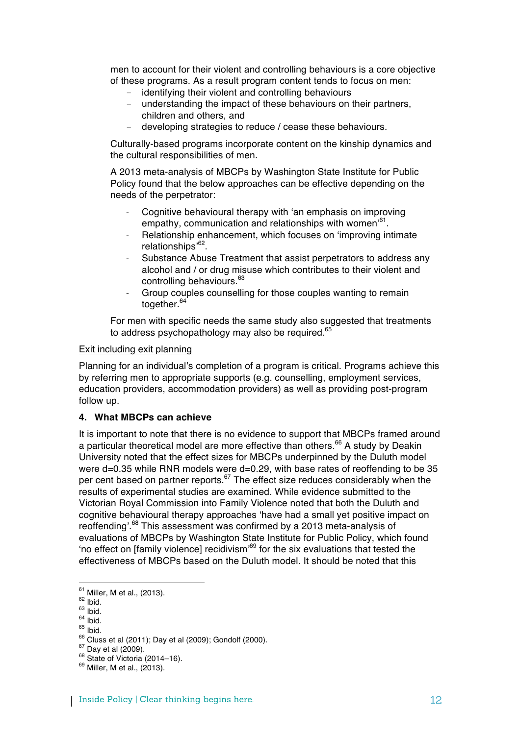men to account for their violent and controlling behaviours is a core objective of these programs. As a result program content tends to focus on men:

- identifying their violent and controlling behaviours
- understanding the impact of these behaviours on their partners, children and others, and
- developing strategies to reduce / cease these behaviours.

Culturally-based programs incorporate content on the kinship dynamics and the cultural responsibilities of men.

A 2013 meta-analysis of MBCPs by Washington State Institute for Public Policy found that the below approaches can be effective depending on the needs of the perpetrator:

- Cognitive behavioural therapy with 'an emphasis on improving empathy, communication and relationships with women'[61].
- Relationship enhancement, which focuses on 'improving intimate relationships'[62].
- Substance Abuse Treatment that assist perpetrators to address any alcohol and / or drug misuse which contributes to their violent and controlling behaviours.[63]
- Group couples counselling for those couples wanting to remain together.[64]

For men with specific needs the same study also suggested that treatments to address psychopathology may also be required.[65]

<u>Exit including exit planning</u>

Planning for an individual's completion of a program is critical. Programs achieve this by referring men to appropriate supports (e.g. counselling, employment services, education providers, accommodation providers) as well as providing post-program follow up.

**4. What MBCPs can achieve**

It is important to note that there is no evidence to support that MBCPs framed around a particular theoretical model are more effective than others.[66] A study by Deakin University noted that the effect sizes for MBCPs underpinned by the Duluth model were d=0.35 while RNR models were d=0.29, with base rates of reoffending to be 35 per cent based on partner reports.[67] The effect size reduces considerably when the results of experimental studies are examined. While evidence submitted to the Victorian Royal Commission into Family Violence noted that both the Duluth and cognitive behavioural therapy approaches 'have had a small yet positive impact on reoffending'.[68] This assessment was confirmed by a 2013 meta-analysis of evaluations of MBCPs by Washington State Institute for Public Policy, which found 'no effect on [family violence] recidivism'[69] for the six evaluations that tested the effectiveness of MBCPs based on the Duluth model. It should be noted that this

---

[61] Miller, M et al., (2013).
[62] Ibid.
[63] Ibid.
[64] Ibid.
[65] Ibid.
[66] Cluss et al (2011); Day et al (2009); Gondolf (2000).
[67] Day et al (2009).
[68] State of Victoria (2014–16).
[69] Miller, M et al., (2013).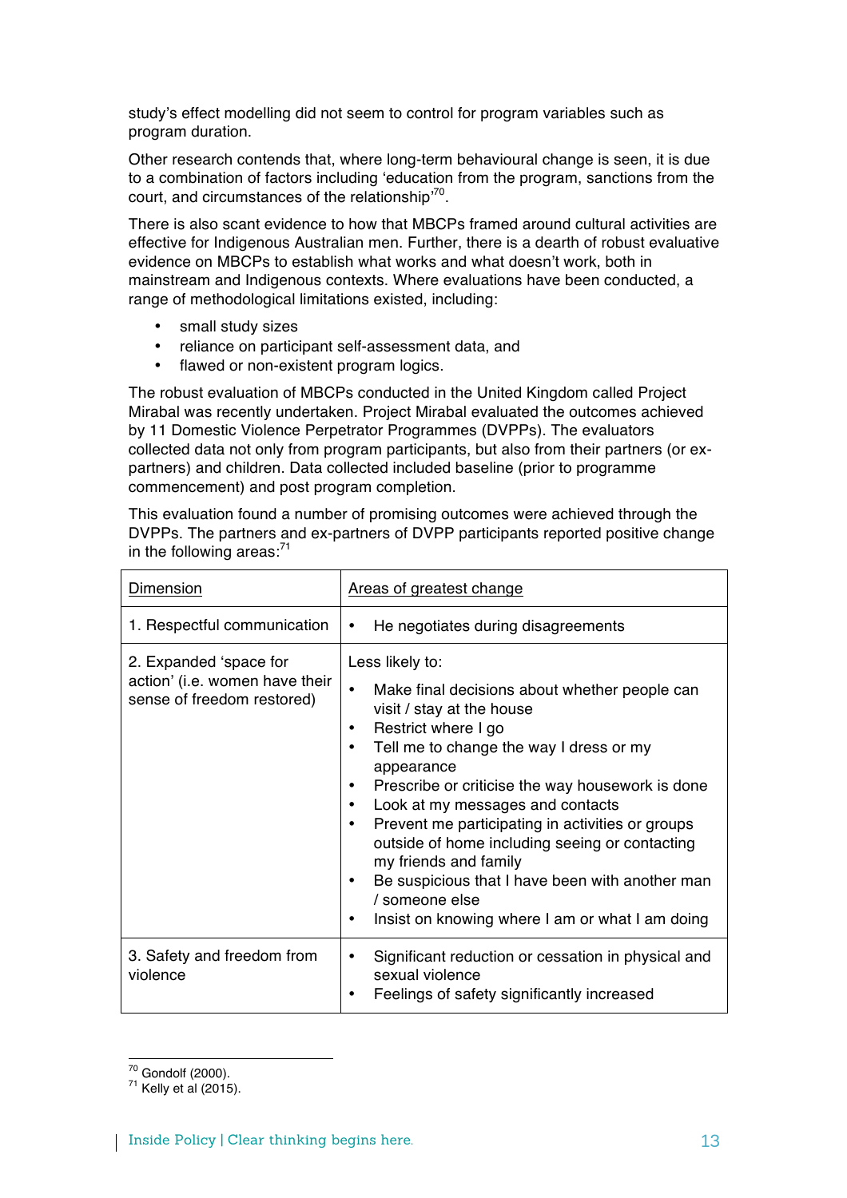study's effect modelling did not seem to control for program variables such as program duration.

Other research contends that, where long-term behavioural change is seen, it is due to a combination of factors including 'education from the program, sanctions from the court, and circumstances of the relationship'[70].

There is also scant evidence to how that MBCPs framed around cultural activities are effective for Indigenous Australian men. Further, there is a dearth of robust evaluative evidence on MBCPs to establish what works and what doesn't work, both in mainstream and Indigenous contexts. Where evaluations have been conducted, a range of methodological limitations existed, including:

- small study sizes
- reliance on participant self-assessment data, and
- flawed or non-existent program logics.

The robust evaluation of MBCPs conducted in the United Kingdom called Project Mirabal was recently undertaken. Project Mirabal evaluated the outcomes achieved by 11 Domestic Violence Perpetrator Programmes (DVPPs). The evaluators collected data not only from program participants, but also from their partners (or ex-partners) and children. Data collected included baseline (prior to programme commencement) and post program completion.

This evaluation found a number of promising outcomes were achieved through the DVPPs. The partners and ex-partners of DVPP participants reported positive change in the following areas:[71]

| Dimension | Areas of greatest change |
|---|---|
| 1. Respectful communication | • He negotiates during disagreements |
| 2. Expanded 'space for action' (i.e. women have their sense of freedom restored) | Less likely to: <br> • Make final decisions about whether people can visit / stay at the house <br> • Restrict where I go <br> • Tell me to change the way I dress or my appearance <br> • Prescribe or criticise the way housework is done <br> • Look at my messages and contacts <br> • Prevent me participating in activities or groups outside of home including seeing or contacting my friends and family <br> • Be suspicious that I have been with another man / someone else <br> • Insist on knowing where I am or what I am doing |
| 3. Safety and freedom from violence | • Significant reduction or cessation in physical and sexual violence <br> • Feelings of safety significantly increased |

[70] Gondolf (2000).
[71] Kelly et al (2015).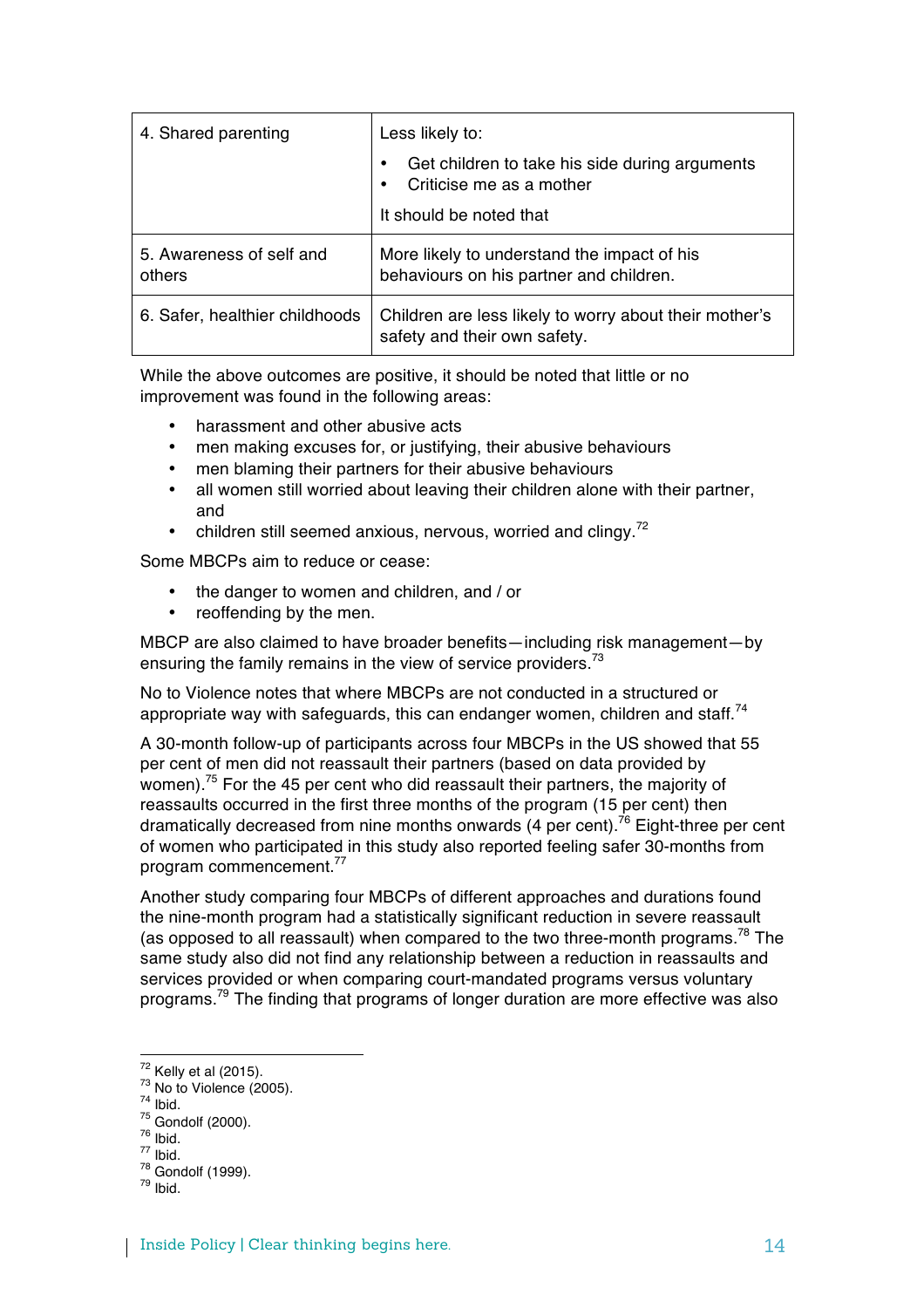| | |
|---|---|
| 4. Shared parenting | Less likely to:<br>• Get children to take his side during arguments<br>• Criticise me as a mother<br>It should be noted that |
| 5. Awareness of self and others | More likely to understand the impact of his behaviours on his partner and children. |
| 6. Safer, healthier childhoods | Children are less likely to worry about their mother's safety and their own safety. |

While the above outcomes are positive, it should be noted that little or no improvement was found in the following areas:

- harassment and other abusive acts
- men making excuses for, or justifying, their abusive behaviours
- men blaming their partners for their abusive behaviours
- all women still worried about leaving their children alone with their partner, and
- children still seemed anxious, nervous, worried and clingy.[72]

Some MBCPs aim to reduce or cease:

- the danger to women and children, and / or
- reoffending by the men.

MBCP are also claimed to have broader benefits—including risk management—by ensuring the family remains in the view of service providers.[73]

No to Violence notes that where MBCPs are not conducted in a structured or appropriate way with safeguards, this can endanger women, children and staff.[74]

A 30-month follow-up of participants across four MBCPs in the US showed that 55 per cent of men did not reassault their partners (based on data provided by women).[75] For the 45 per cent who did reassault their partners, the majority of reassaults occurred in the first three months of the program (15 per cent) then dramatically decreased from nine months onwards (4 per cent).[76] Eight-three per cent of women who participated in this study also reported feeling safer 30-months from program commencement.[77]

Another study comparing four MBCPs of different approaches and durations found the nine-month program had a statistically significant reduction in severe reassault (as opposed to all reassault) when compared to the two three-month programs.[78] The same study also did not find any relationship between a reduction in reassaults and services provided or when comparing court-mandated programs versus voluntary programs.[79] The finding that programs of longer duration are more effective was also

---

[72] Kelly et al (2015).
[73] No to Violence (2005).
[74] Ibid.
[75] Gondolf (2000).
[76] Ibid.
[77] Ibid.
[78] Gondolf (1999).
[79] Ibid.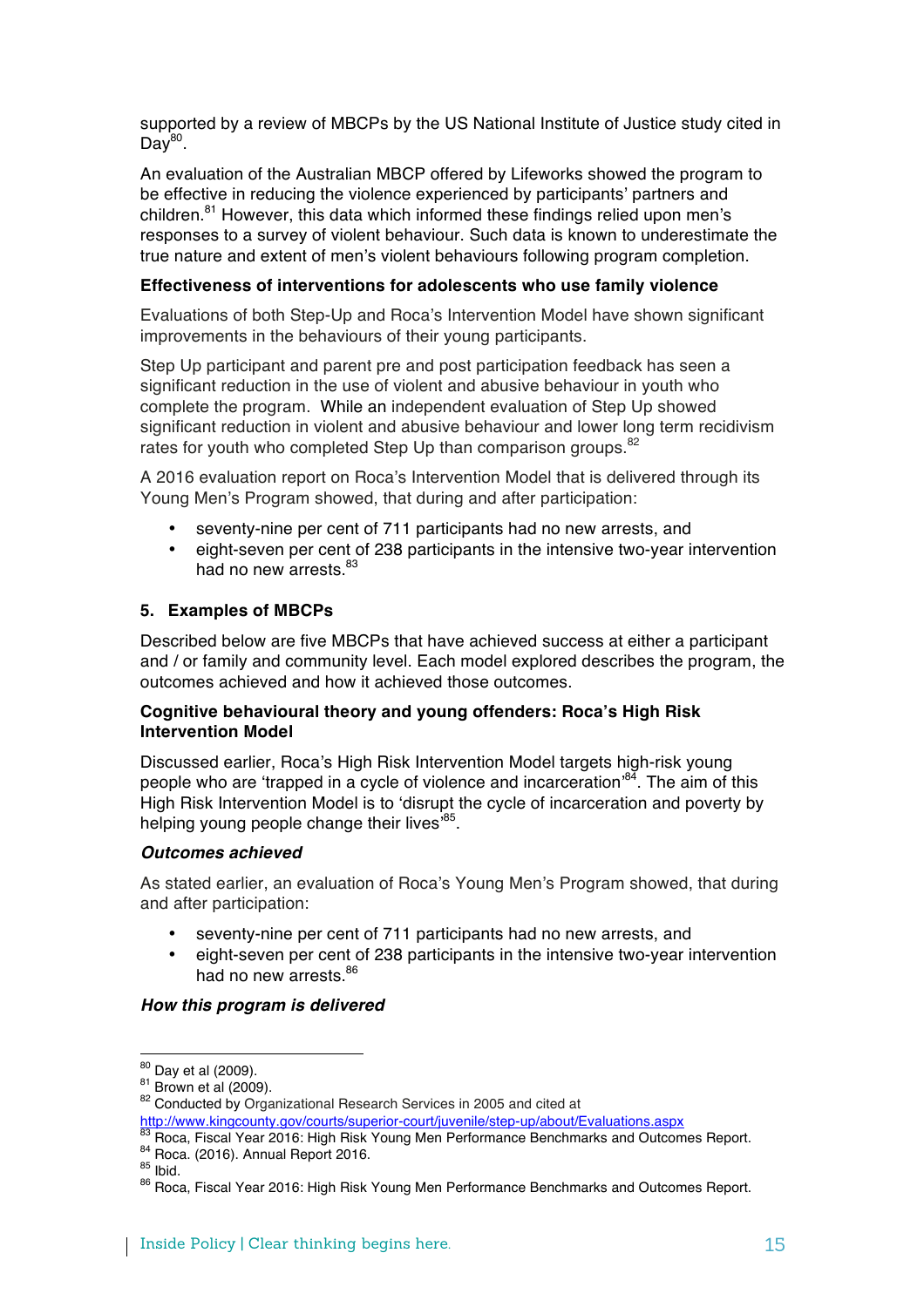supported by a review of MBCPs by the US National Institute of Justice study cited in Day[80].

An evaluation of the Australian MBCP offered by Lifeworks showed the program to be effective in reducing the violence experienced by participants' partners and children.[81] However, this data which informed these findings relied upon men's responses to a survey of violent behaviour. Such data is known to underestimate the true nature and extent of men's violent behaviours following program completion.

**Effectiveness of interventions for adolescents who use family violence**

Evaluations of both Step-Up and Roca's Intervention Model have shown significant improvements in the behaviours of their young participants.

Step Up participant and parent pre and post participation feedback has seen a significant reduction in the use of violent and abusive behaviour in youth who complete the program. While an independent evaluation of Step Up showed significant reduction in violent and abusive behaviour and lower long term recidivism rates for youth who completed Step Up than comparison groups.[82]

A 2016 evaluation report on Roca's Intervention Model that is delivered through its Young Men's Program showed, that during and after participation:

- seventy-nine per cent of 711 participants had no new arrests, and
- eight-seven per cent of 238 participants in the intensive two-year intervention had no new arrests.[83]

## 5. Examples of MBCPs

Described below are five MBCPs that have achieved success at either a participant and / or family and community level. Each model explored describes the program, the outcomes achieved and how it achieved those outcomes.

**Cognitive behavioural theory and young offenders: Roca's High Risk Intervention Model**

Discussed earlier, Roca's High Risk Intervention Model targets high-risk young people who are 'trapped in a cycle of violence and incarceration'[84]. The aim of this High Risk Intervention Model is to 'disrupt the cycle of incarceration and poverty by helping young people change their lives'[85].

***Outcomes achieved***

As stated earlier, an evaluation of Roca's Young Men's Program showed, that during and after participation:

- seventy-nine per cent of 711 participants had no new arrests, and
- eight-seven per cent of 238 participants in the intensive two-year intervention had no new arrests.[86]

***How this program is delivered***

---

[80] Day et al (2009).
[81] Brown et al (2009).
[82] Conducted by Organizational Research Services in 2005 and cited at http://www.kingcounty.gov/courts/superior-court/juvenile/step-up/about/Evaluations.aspx
[83] Roca, Fiscal Year 2016: High Risk Young Men Performance Benchmarks and Outcomes Report.
[84] Roca. (2016). Annual Report 2016.
[85] Ibid.
[86] Roca, Fiscal Year 2016: High Risk Young Men Performance Benchmarks and Outcomes Report.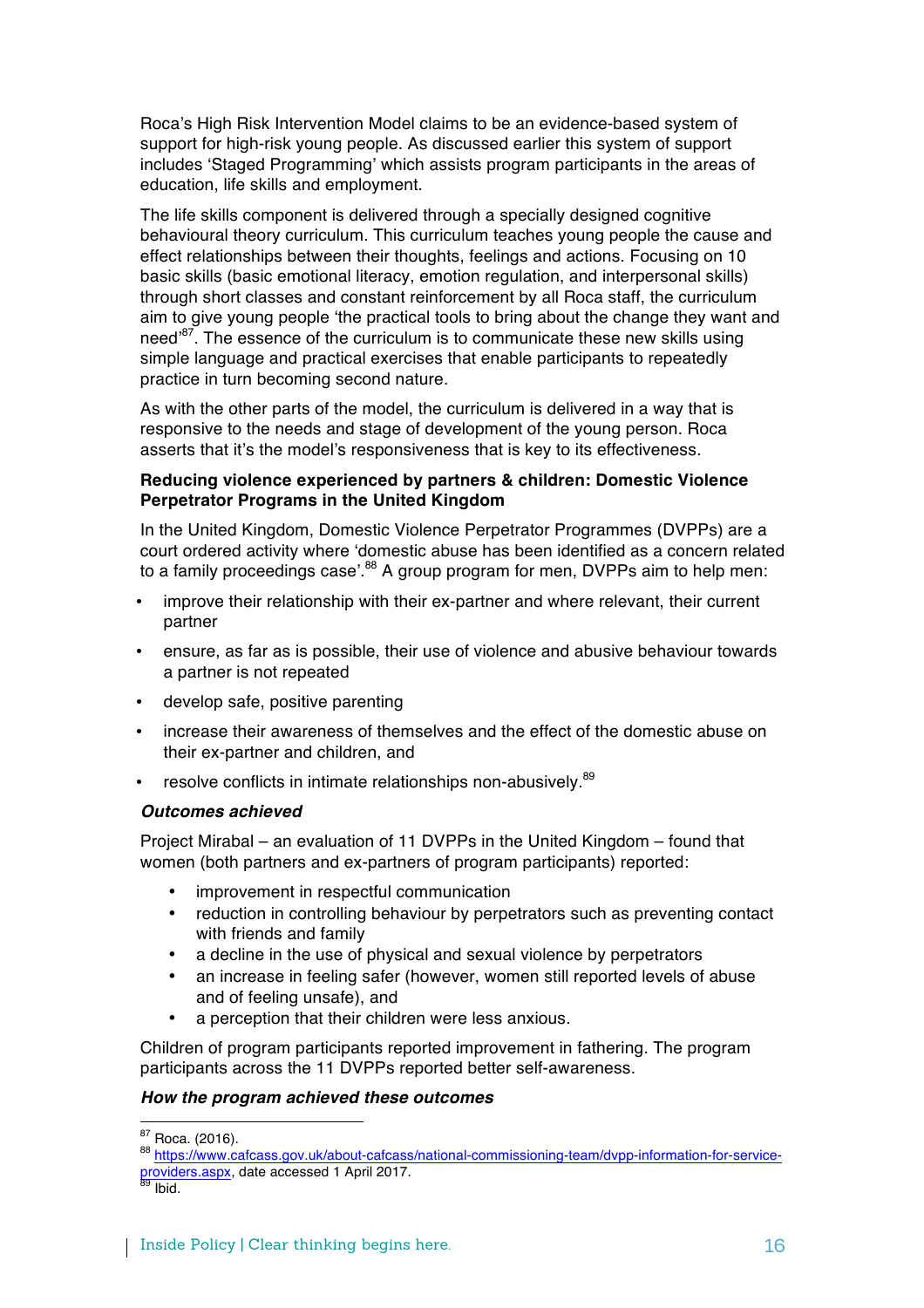Roca's High Risk Intervention Model claims to be an evidence-based system of support for high-risk young people. As discussed earlier this system of support includes 'Staged Programming' which assists program participants in the areas of education, life skills and employment.

The life skills component is delivered through a specially designed cognitive behavioural theory curriculum. This curriculum teaches young people the cause and effect relationships between their thoughts, feelings and actions. Focusing on 10 basic skills (basic emotional literacy, emotion regulation, and interpersonal skills) through short classes and constant reinforcement by all Roca staff, the curriculum aim to give young people 'the practical tools to bring about the change they want and need'[87]. The essence of the curriculum is to communicate these new skills using simple language and practical exercises that enable participants to repeatedly practice in turn becoming second nature.

As with the other parts of the model, the curriculum is delivered in a way that is responsive to the needs and stage of development of the young person. Roca asserts that it's the model's responsiveness that is key to its effectiveness.

**Reducing violence experienced by partners & children: Domestic Violence Perpetrator Programs in the United Kingdom**

In the United Kingdom, Domestic Violence Perpetrator Programmes (DVPPs) are a court ordered activity where 'domestic abuse has been identified as a concern related to a family proceedings case'.[88] A group program for men, DVPPs aim to help men:

- improve their relationship with their ex-partner and where relevant, their current partner
- ensure, as far as is possible, their use of violence and abusive behaviour towards a partner is not repeated
- develop safe, positive parenting
- increase their awareness of themselves and the effect of the domestic abuse on their ex-partner and children, and
- resolve conflicts in intimate relationships non-abusively.[89]

***Outcomes achieved***

Project Mirabal – an evaluation of 11 DVPPs in the United Kingdom – found that women (both partners and ex-partners of program participants) reported:

- improvement in respectful communication
- reduction in controlling behaviour by perpetrators such as preventing contact with friends and family
- a decline in the use of physical and sexual violence by perpetrators
- an increase in feeling safer (however, women still reported levels of abuse and of feeling unsafe), and
- a perception that their children were less anxious.

Children of program participants reported improvement in fathering. The program participants across the 11 DVPPs reported better self-awareness.

***How the program achieved these outcomes***

---

[87] Roca. (2016).

[88] https://www.cafcass.gov.uk/about-cafcass/national-commissioning-team/dvpp-information-for-service-providers.aspx, date accessed 1 April 2017.

[89] Ibid.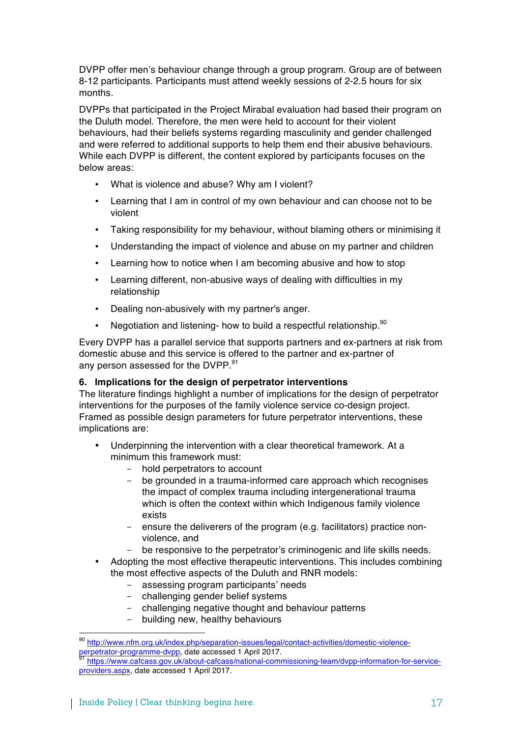DVPP offer men's behaviour change through a group program. Group are of between 8-12 participants. Participants must attend weekly sessions of 2-2.5 hours for six months.

DVPPs that participated in the Project Mirabal evaluation had based their program on the Duluth model. Therefore, the men were held to account for their violent behaviours, had their beliefs systems regarding masculinity and gender challenged and were referred to additional supports to help them end their abusive behaviours. While each DVPP is different, the content explored by participants focuses on the below areas:

- What is violence and abuse? Why am I violent?
- Learning that I am in control of my own behaviour and can choose not to be violent
- Taking responsibility for my behaviour, without blaming others or minimising it
- Understanding the impact of violence and abuse on my partner and children
- Learning how to notice when I am becoming abusive and how to stop
- Learning different, non-abusive ways of dealing with difficulties in my relationship
- Dealing non-abusively with my partner's anger.
- Negotiation and listening- how to build a respectful relationship.[90]

Every DVPP has a parallel service that supports partners and ex-partners at risk from domestic abuse and this service is offered to the partner and ex-partner of any person assessed for the DVPP.[91]

### 6. Implications for the design of perpetrator interventions

The literature findings highlight a number of implications for the design of perpetrator interventions for the purposes of the family violence service co-design project. Framed as possible design parameters for future perpetrator interventions, these implications are:

- Underpinning the intervention with a clear theoretical framework. At a minimum this framework must:
  - hold perpetrators to account
  - be grounded in a trauma-informed care approach which recognises the impact of complex trauma including intergenerational trauma which is often the context within which Indigenous family violence exists
  - ensure the deliverers of the program (e.g. facilitators) practice non-violence, and
  - be responsive to the perpetrator's criminogenic and life skills needs.
- Adopting the most effective therapeutic interventions. This includes combining the most effective aspects of the Duluth and RNR models:
  - assessing program participants' needs
  - challenging gender belief systems
  - challenging negative thought and behaviour patterns
  - building new, healthy behaviours

---

[90] http://www.nfm.org.uk/index.php/separation-issues/legal/contact-activities/domestic-violence-perpetrator-programme-dvpp, date accessed 1 April 2017.

[91] https://www.cafcass.gov.uk/about-cafcass/national-commissioning-team/dvpp-information-for-service-providers.aspx, date accessed 1 April 2017.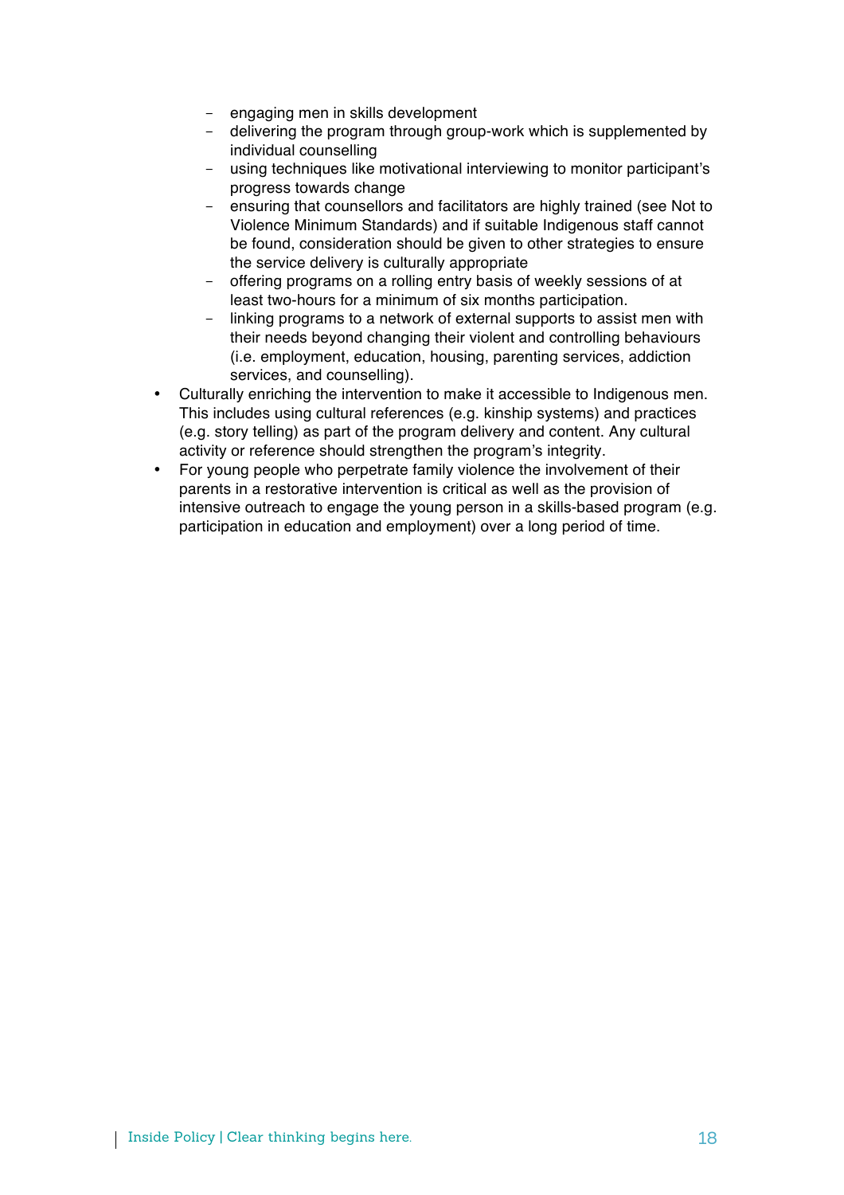- engaging men in skills development
  - delivering the program through group-work which is supplemented by individual counselling
  - using techniques like motivational interviewing to monitor participant's progress towards change
  - ensuring that counsellors and facilitators are highly trained (see Not to Violence Minimum Standards) and if suitable Indigenous staff cannot be found, consideration should be given to other strategies to ensure the service delivery is culturally appropriate
  - offering programs on a rolling entry basis of weekly sessions of at least two-hours for a minimum of six months participation.
  - linking programs to a network of external supports to assist men with their needs beyond changing their violent and controlling behaviours (i.e. employment, education, housing, parenting services, addiction services, and counselling).
- Culturally enriching the intervention to make it accessible to Indigenous men. This includes using cultural references (e.g. kinship systems) and practices (e.g. story telling) as part of the program delivery and content. Any cultural activity or reference should strengthen the program's integrity.
- For young people who perpetrate family violence the involvement of their parents in a restorative intervention is critical as well as the provision of intensive outreach to engage the young person in a skills-based program (e.g. participation in education and employment) over a long period of time.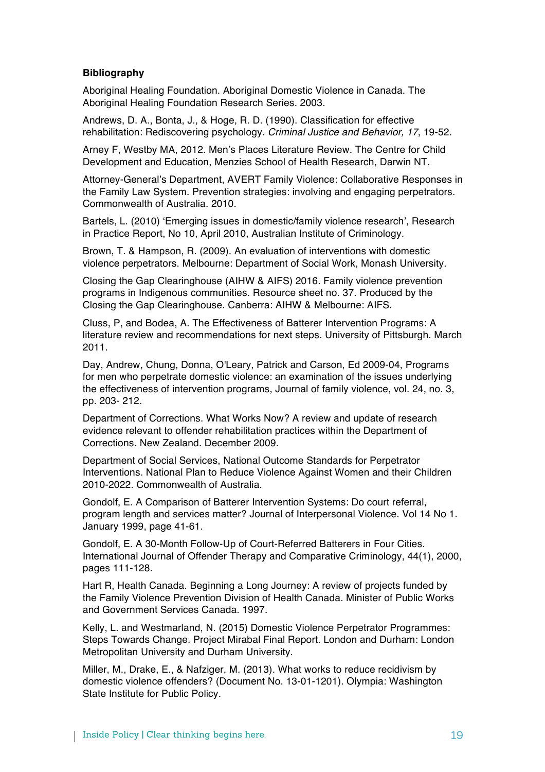**Bibliography**

Aboriginal Healing Foundation. Aboriginal Domestic Violence in Canada. The Aboriginal Healing Foundation Research Series. 2003.

Andrews, D. A., Bonta, J., & Hoge, R. D. (1990). Classification for effective rehabilitation: Rediscovering psychology. *Criminal Justice and Behavior, 17*, 19-52.

Arney F, Westby MA, 2012. Men's Places Literature Review. The Centre for Child Development and Education, Menzies School of Health Research, Darwin NT.

Attorney-General's Department, AVERT Family Violence: Collaborative Responses in the Family Law System. Prevention strategies: involving and engaging perpetrators. Commonwealth of Australia. 2010.

Bartels, L. (2010) 'Emerging issues in domestic/family violence research', Research in Practice Report, No 10, April 2010, Australian Institute of Criminology.

Brown, T. & Hampson, R. (2009). An evaluation of interventions with domestic violence perpetrators. Melbourne: Department of Social Work, Monash University.

Closing the Gap Clearinghouse (AIHW & AIFS) 2016. Family violence prevention programs in Indigenous communities. Resource sheet no. 37. Produced by the Closing the Gap Clearinghouse. Canberra: AIHW & Melbourne: AIFS.

Cluss, P, and Bodea, A. The Effectiveness of Batterer Intervention Programs: A literature review and recommendations for next steps. University of Pittsburgh. March 2011.

Day, Andrew, Chung, Donna, O'Leary, Patrick and Carson, Ed 2009-04, Programs for men who perpetrate domestic violence: an examination of the issues underlying the effectiveness of intervention programs, Journal of family violence, vol. 24, no. 3, pp. 203- 212.

Department of Corrections. What Works Now? A review and update of research evidence relevant to offender rehabilitation practices within the Department of Corrections. New Zealand. December 2009.

Department of Social Services, National Outcome Standards for Perpetrator Interventions. National Plan to Reduce Violence Against Women and their Children 2010-2022. Commonwealth of Australia.

Gondolf, E. A Comparison of Batterer Intervention Systems: Do court referral, program length and services matter? Journal of Interpersonal Violence. Vol 14 No 1. January 1999, page 41-61.

Gondolf, E. A 30-Month Follow-Up of Court-Referred Batterers in Four Cities. International Journal of Offender Therapy and Comparative Criminology, 44(1), 2000, pages 111-128.

Hart R, Health Canada. Beginning a Long Journey: A review of projects funded by the Family Violence Prevention Division of Health Canada. Minister of Public Works and Government Services Canada. 1997.

Kelly, L. and Westmarland, N. (2015) Domestic Violence Perpetrator Programmes: Steps Towards Change. Project Mirabal Final Report. London and Durham: London Metropolitan University and Durham University.

Miller, M., Drake, E., & Nafziger, M. (2013). What works to reduce recidivism by domestic violence offenders? (Document No. 13-01-1201). Olympia: Washington State Institute for Public Policy.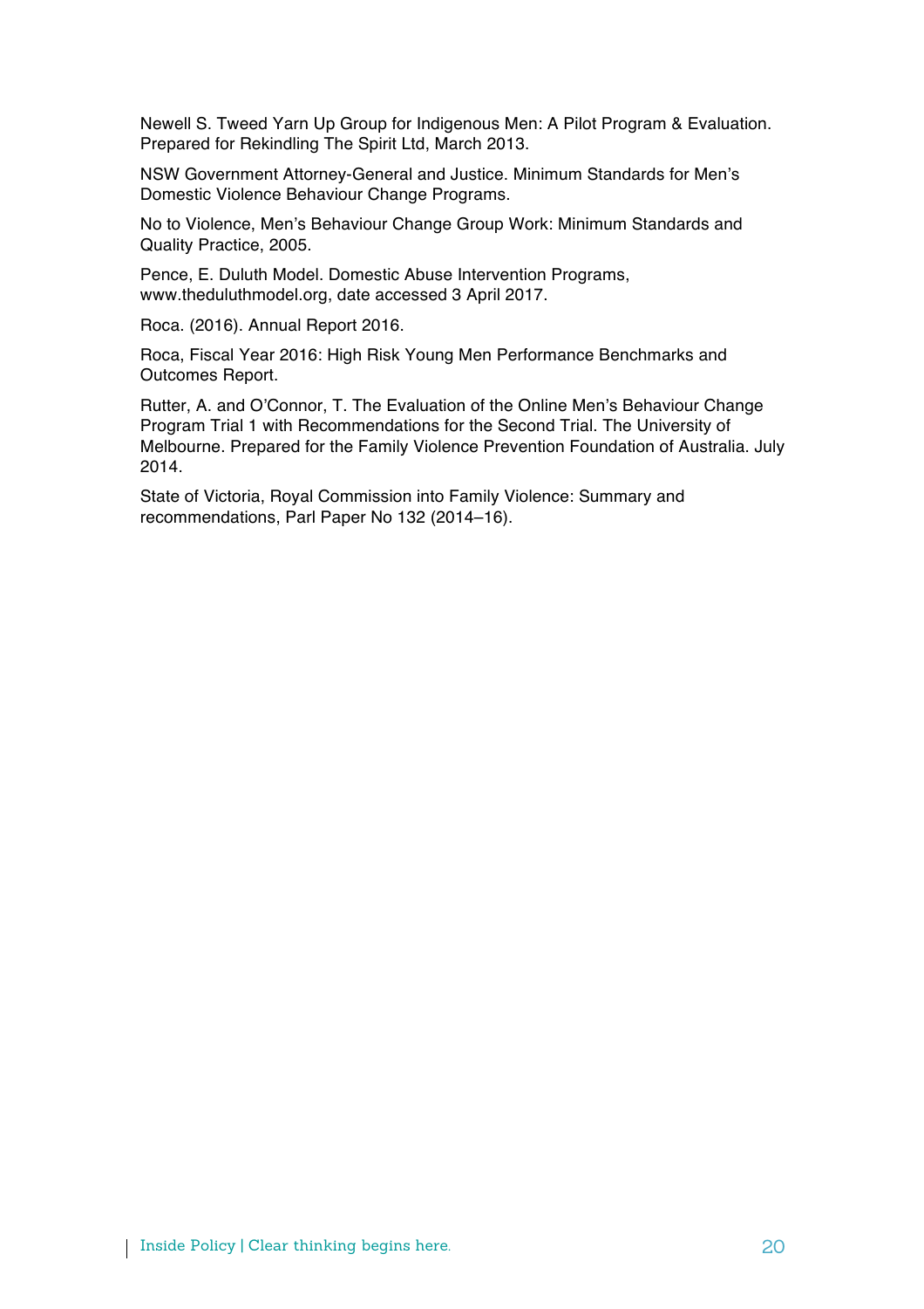Newell S. Tweed Yarn Up Group for Indigenous Men: A Pilot Program & Evaluation. Prepared for Rekindling The Spirit Ltd, March 2013.

NSW Government Attorney-General and Justice. Minimum Standards for Men's Domestic Violence Behaviour Change Programs.

No to Violence, Men's Behaviour Change Group Work: Minimum Standards and Quality Practice, 2005.

Pence, E. Duluth Model. Domestic Abuse Intervention Programs, www.theduluthmodel.org, date accessed 3 April 2017.

Roca. (2016). Annual Report 2016.

Roca, Fiscal Year 2016: High Risk Young Men Performance Benchmarks and Outcomes Report.

Rutter, A. and O'Connor, T. The Evaluation of the Online Men's Behaviour Change Program Trial 1 with Recommendations for the Second Trial. The University of Melbourne. Prepared for the Family Violence Prevention Foundation of Australia. July 2014.

State of Victoria, Royal Commission into Family Violence: Summary and recommendations, Parl Paper No 132 (2014–16).